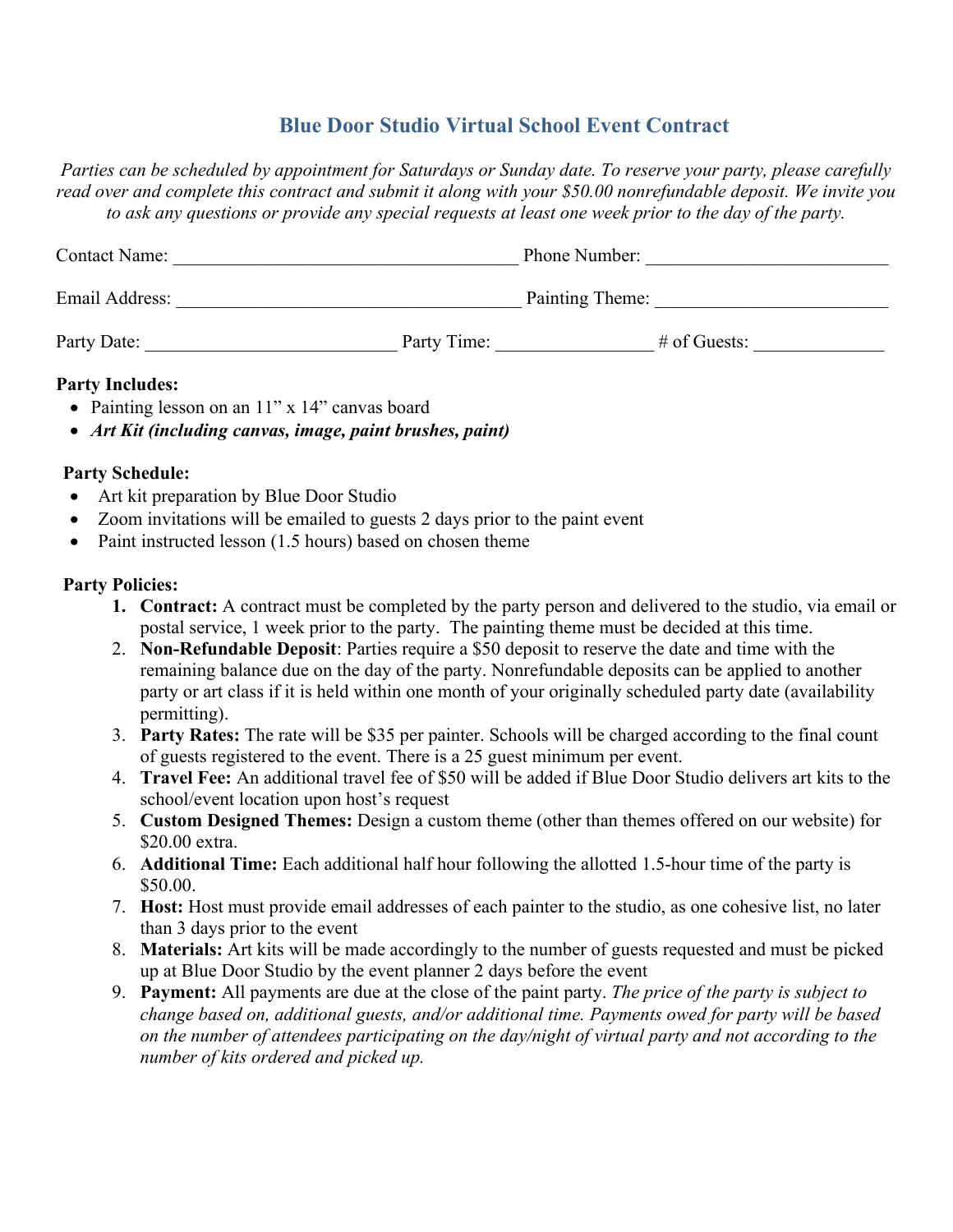# Blue Door Studio Virtual School Event Contract

*Parties can be scheduled by appointment for Saturdays or Sunday date. To reserve your party, please carefully read over and complete this contract and submit it along with your $50.00 nonrefundable deposit. We invite you to ask any questions or provide any special requests at least one week prior to the day of the party.*

Contact Name: ____________________________________ Phone Number: _________________________

Email Address: ____________________________________ Painting Theme: ________________________

Party Date: __________________________ Party Time: ________________ # of Guests: _____________

**Party Includes:**

- Painting lesson on an 11" x 14" canvas board
- ***Art Kit (including canvas, image, paint brushes, paint)***

**Party Schedule:**

- Art kit preparation by Blue Door Studio
- Zoom invitations will be emailed to guests 2 days prior to the paint event
- Paint instructed lesson (1.5 hours) based on chosen theme

**Party Policies:**

1. **Contract:** A contract must be completed by the party person and delivered to the studio, via email or postal service, 1 week prior to the party. The painting theme must be decided at this time.
2. **Non-Refundable Deposit**: Parties require a $50 deposit to reserve the date and time with the remaining balance due on the day of the party. Nonrefundable deposits can be applied to another party or art class if it is held within one month of your originally scheduled party date (availability permitting).
3. **Party Rates:** The rate will be $35 per painter. Schools will be charged according to the final count of guests registered to the event. There is a 25 guest minimum per event.
4. **Travel Fee:** An additional travel fee of $50 will be added if Blue Door Studio delivers art kits to the school/event location upon host's request
5. **Custom Designed Themes:** Design a custom theme (other than themes offered on our website) for $20.00 extra.
6. **Additional Time:** Each additional half hour following the allotted 1.5-hour time of the party is $50.00.
7. **Host:** Host must provide email addresses of each painter to the studio, as one cohesive list, no later than 3 days prior to the event
8. **Materials:** Art kits will be made accordingly to the number of guests requested and must be picked up at Blue Door Studio by the event planner 2 days before the event
9. **Payment:** All payments are due at the close of the paint party. *The price of the party is subject to change based on, additional guests, and/or additional time. Payments owed for party will be based on the number of attendees participating on the day/night of virtual party and not according to the number of kits ordered and picked up.*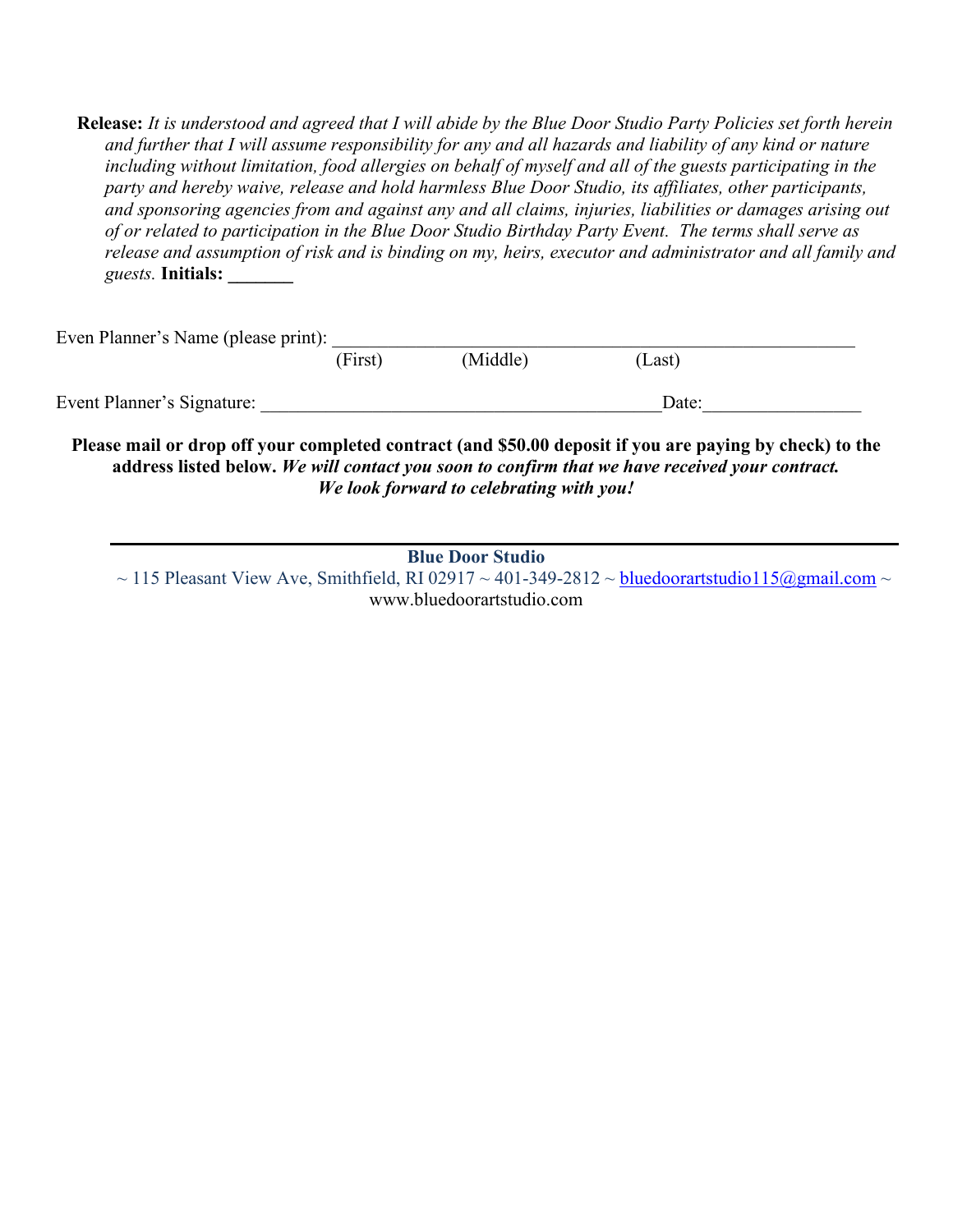**Release:** *It is understood and agreed that I will abide by the Blue Door Studio Party Policies set forth herein and further that I will assume responsibility for any and all hazards and liability of any kind or nature including without limitation, food allergies on behalf of myself and all of the guests participating in the party and hereby waive, release and hold harmless Blue Door Studio, its affiliates, other participants, and sponsoring agencies from and against any and all claims, injuries, liabilities or damages arising out of or related to participation in the Blue Door Studio Birthday Party Event. The terms shall serve as release and assumption of risk and is binding on my, heirs, executor and administrator and all family and guests.* **Initials: _______**

Even Planner's Name (please print): ___________________________________________________________
(First) (Middle) (Last)

Event Planner's Signature: ____________________________________________Date:_________________

**Please mail or drop off your completed contract (and $50.00 deposit if you are paying by check) to the address listed below.** ***We will contact you soon to confirm that we have received your contract. We look forward to celebrating with you!***

---

**Blue Door Studio**

~ 115 Pleasant View Ave, Smithfield, RI 02917 ~ 401-349-2812 ~ bluedoorartstudio115@gmail.com ~
www.bluedoorartstudio.com